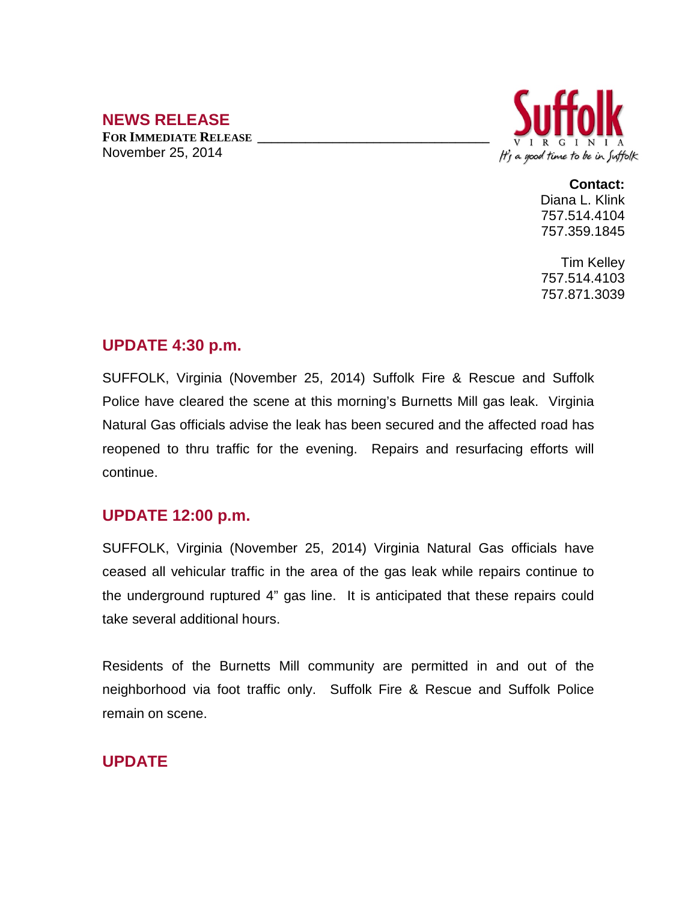# NEWS RELEASE

**FOR IMMEDIATE RELEASE**

November 25, 2014

Suffolk
VIRGINIA
*It's a good time to be in Suffolk*

**Contact:**
Diana L. Klink
757.514.4104
757.359.1845

Tim Kelley
757.514.4103
757.871.3039

## UPDATE 4:30 p.m.

SUFFOLK, Virginia (November 25, 2014) Suffolk Fire & Rescue and Suffolk Police have cleared the scene at this morning's Burnetts Mill gas leak. Virginia Natural Gas officials advise the leak has been secured and the affected road has reopened to thru traffic for the evening. Repairs and resurfacing efforts will continue.

## UPDATE 12:00 p.m.

SUFFOLK, Virginia (November 25, 2014) Virginia Natural Gas officials have ceased all vehicular traffic in the area of the gas leak while repairs continue to the underground ruptured 4" gas line. It is anticipated that these repairs could take several additional hours.

Residents of the Burnetts Mill community are permitted in and out of the neighborhood via foot traffic only. Suffolk Fire & Rescue and Suffolk Police remain on scene.

## UPDATE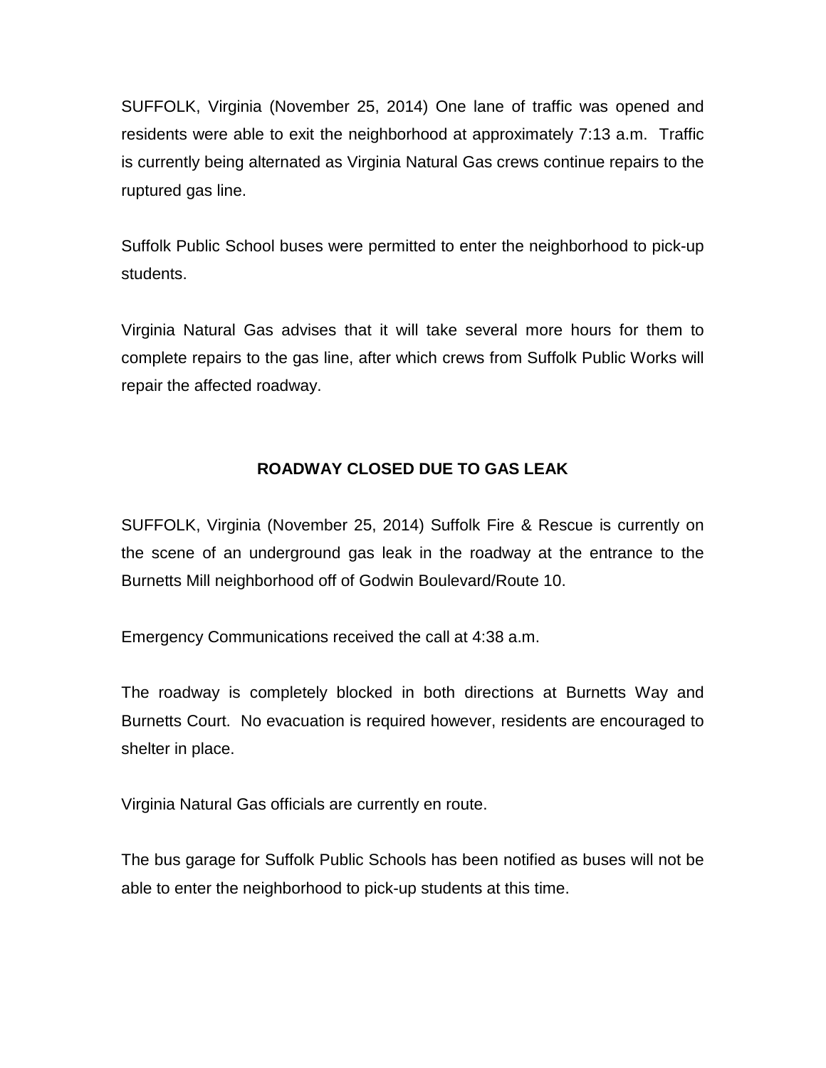SUFFOLK, Virginia (November 25, 2014) One lane of traffic was opened and residents were able to exit the neighborhood at approximately 7:13 a.m. Traffic is currently being alternated as Virginia Natural Gas crews continue repairs to the ruptured gas line.

Suffolk Public School buses were permitted to enter the neighborhood to pick-up students.

Virginia Natural Gas advises that it will take several more hours for them to complete repairs to the gas line, after which crews from Suffolk Public Works will repair the affected roadway.

## ROADWAY CLOSED DUE TO GAS LEAK

SUFFOLK, Virginia (November 25, 2014) Suffolk Fire & Rescue is currently on the scene of an underground gas leak in the roadway at the entrance to the Burnetts Mill neighborhood off of Godwin Boulevard/Route 10.

Emergency Communications received the call at 4:38 a.m.

The roadway is completely blocked in both directions at Burnetts Way and Burnetts Court. No evacuation is required however, residents are encouraged to shelter in place.

Virginia Natural Gas officials are currently en route.

The bus garage for Suffolk Public Schools has been notified as buses will not be able to enter the neighborhood to pick-up students at this time.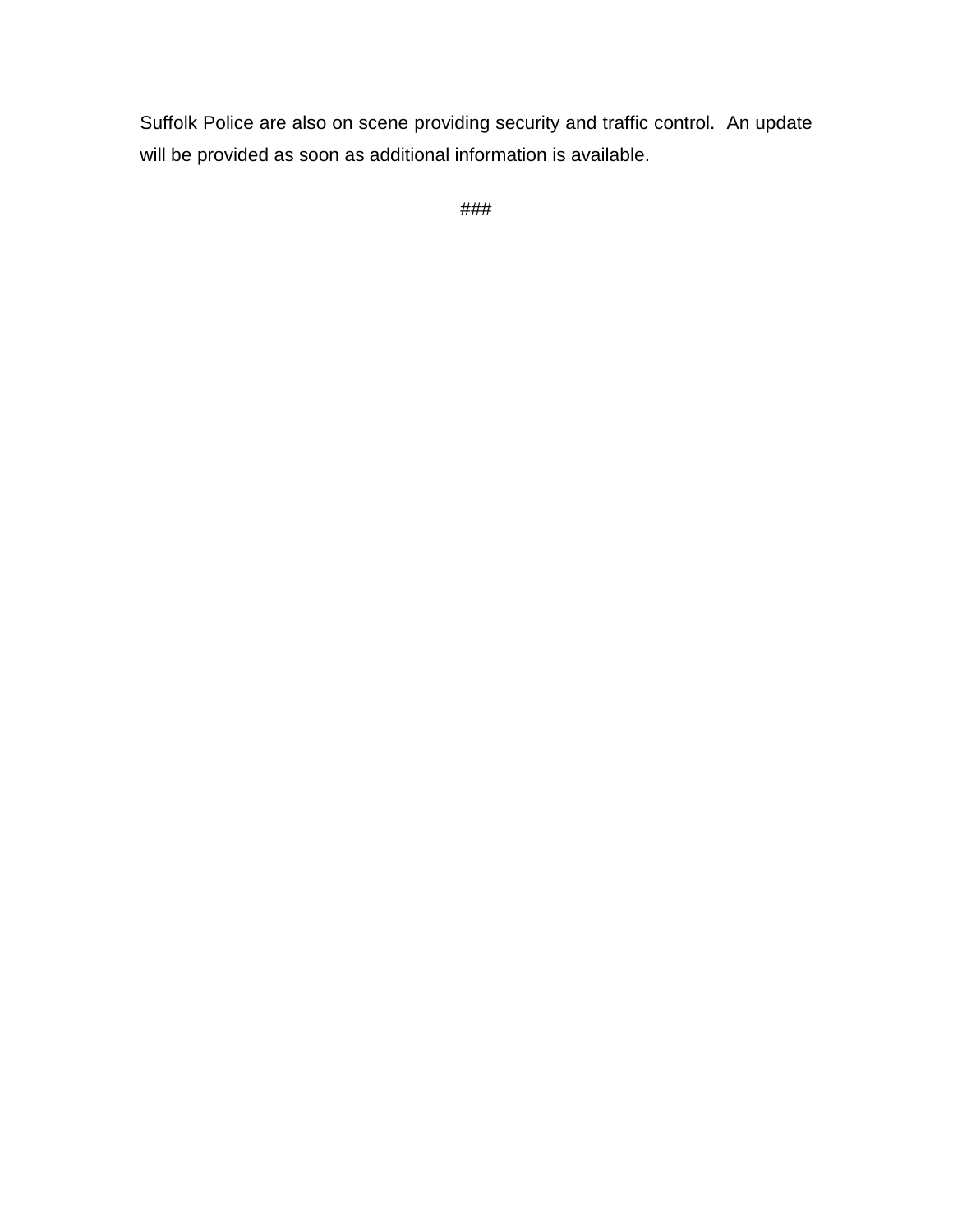Suffolk Police are also on scene providing security and traffic control. An update will be provided as soon as additional information is available.

###